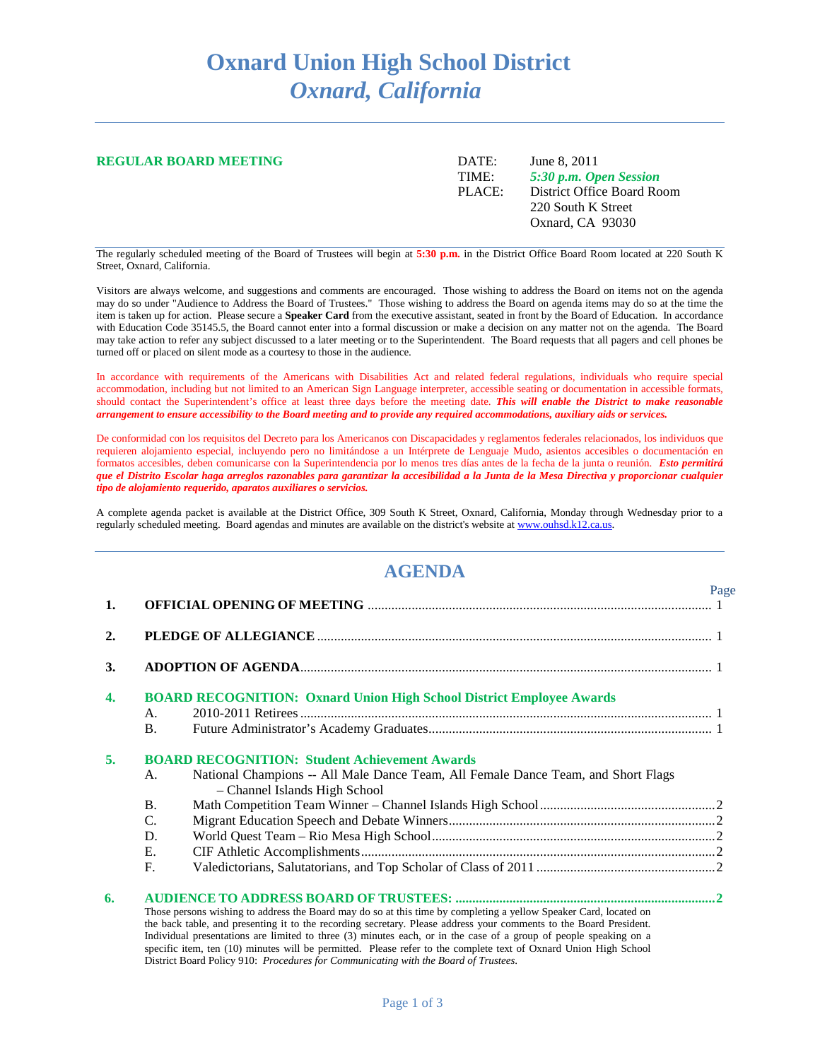# Oxnard Union High School District
## *Oxnard, California*

**REGULAR BOARD MEETING**

DATE: June 8, 2011
TIME: ***5:30 p.m. Open Session***
PLACE: District Office Board Room
220 South K Street
Oxnard, CA 93030

The regularly scheduled meeting of the Board of Trustees will begin at **5:30 p.m.** in the District Office Board Room located at 220 South K Street, Oxnard, California.

Visitors are always welcome, and suggestions and comments are encouraged. Those wishing to address the Board on items not on the agenda may do so under "Audience to Address the Board of Trustees." Those wishing to address the Board on agenda items may do so at the time the item is taken up for action. Please secure a **Speaker Card** from the executive assistant, seated in front by the Board of Education. In accordance with Education Code 35145.5, the Board cannot enter into a formal discussion or make a decision on any matter not on the agenda. The Board may take action to refer any subject discussed to a later meeting or to the Superintendent. The Board requests that all pagers and cell phones be turned off or placed on silent mode as a courtesy to those in the audience.

In accordance with requirements of the Americans with Disabilities Act and related federal regulations, individuals who require special accommodation, including but not limited to an American Sign Language interpreter, accessible seating or documentation in accessible formats, should contact the Superintendent's office at least three days before the meeting date. ***This will enable the District to make reasonable arrangement to ensure accessibility to the Board meeting and to provide any required accommodations, auxiliary aids or services.***

De conformidad con los requisitos del Decreto para los Americanos con Discapacidades y reglamentos federales relacionados, los individuos que requieren alojamiento especial, incluyendo pero no limitándose a un Intérprete de Lenguaje Mudo, asientos accesibles o documentación en formatos accesibles, deben comunicarse con la Superintendencia por lo menos tres días antes de la fecha de la junta o reunión. ***Esto permitirá que el Distrito Escolar haga arreglos razonables para garantizar la accesibilidad a la Junta de la Mesa Directiva y proporcionar cualquier tipo de alojamiento requerido, aparatos auxiliares o servicios.***

A complete agenda packet is available at the District Office, 309 South K Street, Oxnard, California, Monday through Wednesday prior to a regularly scheduled meeting. Board agendas and minutes are available on the district's website at www.ouhsd.k12.ca.us.

## AGENDA

Page

1. **OFFICIAL OPENING OF MEETING** ........ 1

2. **PLEDGE OF ALLEGIANCE** ........ 1

3. **ADOPTION OF AGENDA** ........ 1

4. **BOARD RECOGNITION: Oxnard Union High School District Employee Awards**
   - A. 2010-2011 Retirees ........ 1
   - B. Future Administrator's Academy Graduates ........ 1

5. **BOARD RECOGNITION: Student Achievement Awards**
   - A. National Champions -- All Male Dance Team, All Female Dance Team, and Short Flags – Channel Islands High School
   - B. Math Competition Team Winner – Channel Islands High School ........ 2
   - C. Migrant Education Speech and Debate Winners ........ 2
   - D. World Quest Team – Rio Mesa High School ........ 2
   - E. CIF Athletic Accomplishments ........ 2
   - F. Valedictorians, Salutatorians, and Top Scholar of Class of 2011 ........ 2

6. **AUDIENCE TO ADDRESS BOARD OF TRUSTEES:** ........ 2

   Those persons wishing to address the Board may do so at this time by completing a yellow Speaker Card, located on the back table, and presenting it to the recording secretary. Please address your comments to the Board President. Individual presentations are limited to three (3) minutes each, or in the case of a group of people speaking on a specific item, ten (10) minutes will be permitted. Please refer to the complete text of Oxnard Union High School District Board Policy 910: *Procedures for Communicating with the Board of Trustees.*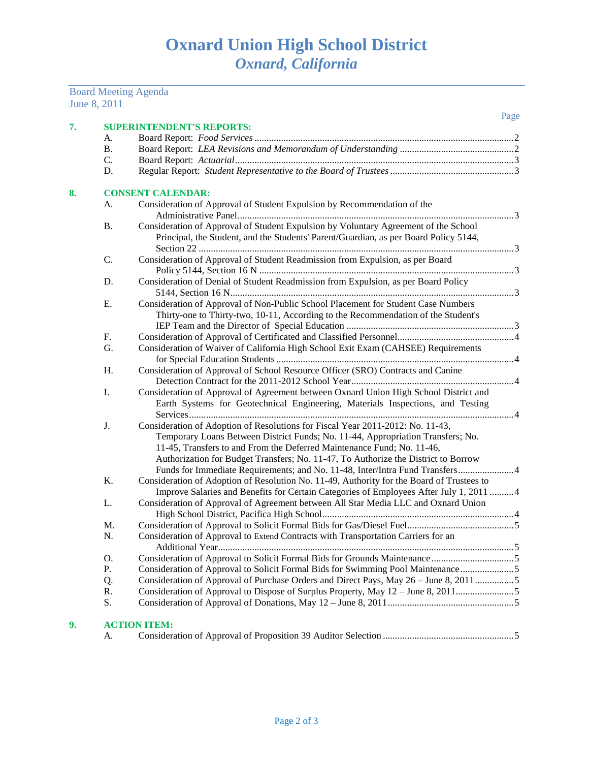# Oxnard Union High School District
## *Oxnard, California*

Board Meeting Agenda
June 8, 2011

Page

**7. SUPERINTENDENT'S REPORTS:**

- A. Board Report: *Food Services* ....... 2
- B. Board Report: *LEA Revisions and Memorandum of Understanding* ....... 2
- C. Board Report: *Actuarial* ....... 3
- D. Regular Report: *Student Representative to the Board of Trustees* ....... 3

**8. CONSENT CALENDAR:**

- A. Consideration of Approval of Student Expulsion by Recommendation of the Administrative Panel ....... 3
- B. Consideration of Approval of Student Expulsion by Voluntary Agreement of the School Principal, the Student, and the Students' Parent/Guardian, as per Board Policy 5144, Section 22 ....... 3
- C. Consideration of Approval of Student Readmission from Expulsion, as per Board Policy 5144, Section 16 N ....... 3
- D. Consideration of Denial of Student Readmission from Expulsion, as per Board Policy 5144, Section 16 N ....... 3
- E. Consideration of Approval of Non-Public School Placement for Student Case Numbers Thirty-one to Thirty-two, 10-11, According to the Recommendation of the Student's IEP Team and the Director of Special Education ....... 3
- F. Consideration of Approval of Certificated and Classified Personnel ....... 4
- G. Consideration of Waiver of California High School Exit Exam (CAHSEE) Requirements for Special Education Students ....... 4
- H. Consideration of Approval of School Resource Officer (SRO) Contracts and Canine Detection Contract for the 2011-2012 School Year ....... 4
- I. Consideration of Approval of Agreement between Oxnard Union High School District and Earth Systems for Geotechnical Engineering, Materials Inspections, and Testing Services ....... 4
- J. Consideration of Adoption of Resolutions for Fiscal Year 2011-2012: No. 11-43, Temporary Loans Between District Funds; No. 11-44, Appropriation Transfers; No. 11-45, Transfers to and From the Deferred Maintenance Fund; No. 11-46, Authorization for Budget Transfers; No. 11-47, To Authorize the District to Borrow Funds for Immediate Requirements; and No. 11-48, Inter/Intra Fund Transfers ....... 4
- K. Consideration of Adoption of Resolution No. 11-49, Authority for the Board of Trustees to Improve Salaries and Benefits for Certain Categories of Employees After July 1, 2011 ....... 4
- L. Consideration of Approval of Agreement between All Star Media LLC and Oxnard Union High School District, Pacifica High School ....... 4
- M. Consideration of Approval to Solicit Formal Bids for Gas/Diesel Fuel ....... 5
- N. Consideration of Approval to Extend Contracts with Transportation Carriers for an Additional Year ....... 5
- O. Consideration of Approval to Solicit Formal Bids for Grounds Maintenance ....... 5
- P. Consideration of Approval to Solicit Formal Bids for Swimming Pool Maintenance ....... 5
- Q. Consideration of Approval of Purchase Orders and Direct Pays, May 26 – June 8, 2011 ....... 5
- R. Consideration of Approval to Dispose of Surplus Property, May 12 – June 8, 2011 ....... 5
- S. Consideration of Approval of Donations, May 12 – June 8, 2011 ....... 5

**9. ACTION ITEM:**

- A. Consideration of Approval of Proposition 39 Auditor Selection ....... 5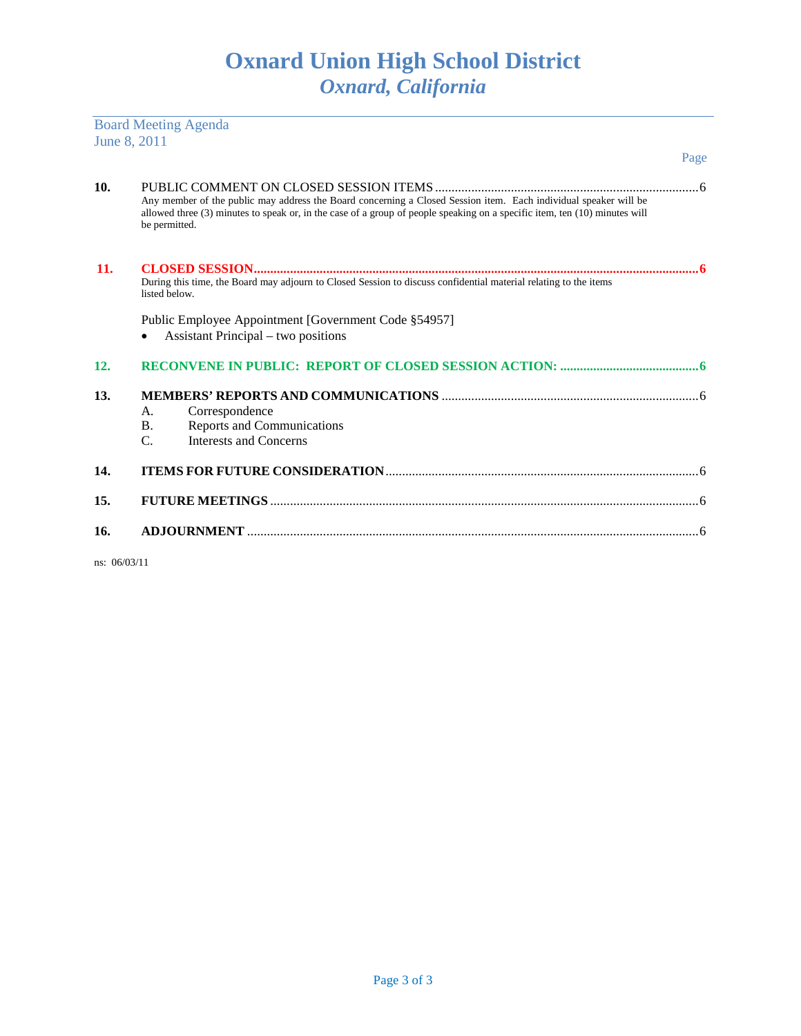# Oxnard Union High School District
## *Oxnard, California*

Board Meeting Agenda
June 8, 2011

Page

**10.** PUBLIC COMMENT ON CLOSED SESSION ITEMS ........................................ 6

Any member of the public may address the Board concerning a Closed Session item. Each individual speaker will be allowed three (3) minutes to speak or, in the case of a group of people speaking on a specific item, ten (10) minutes will be permitted.

**11. CLOSED SESSION** ........................................ **6**

During this time, the Board may adjourn to Closed Session to discuss confidential material relating to the items listed below.

Public Employee Appointment [Government Code §54957]

- Assistant Principal – two positions

**12. RECONVENE IN PUBLIC: REPORT OF CLOSED SESSION ACTION:** ........................................ **6**

**13. MEMBERS' REPORTS AND COMMUNICATIONS** ........................................ 6

A. Correspondence
B. Reports and Communications
C. Interests and Concerns

**14. ITEMS FOR FUTURE CONSIDERATION** ........................................ 6

**15. FUTURE MEETINGS** ........................................ 6

**16. ADJOURNMENT** ........................................ 6

ns: 06/03/11